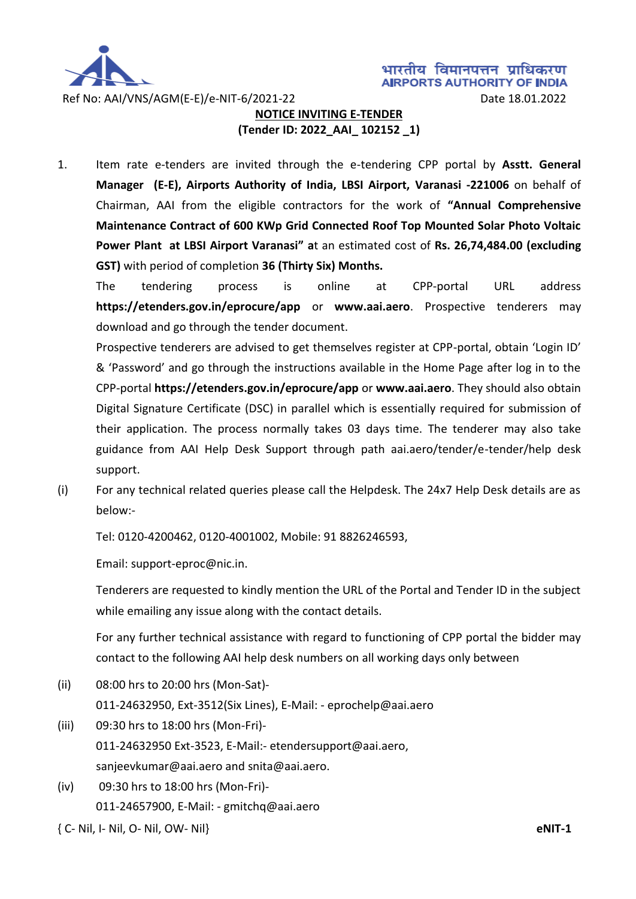भारतीय विमानपत्तन प्राधिकरण
AIRPORTS AUTHORITY OF INDIA

Ref No: AAI/VNS/AGM(E-E)/e-NIT-6/2021-22 Date 18.01.2022

## NOTICE INVITING E-TENDER
### (Tender ID: 2022_AAI_ 102152 _1)

1. Item rate e-tenders are invited through the e-tendering CPP portal by **Asstt. General Manager (E-E), Airports Authority of India, LBSI Airport, Varanasi -221006** on behalf of Chairman, AAI from the eligible contractors for the work of **"Annual Comprehensive Maintenance Contract of 600 KWp Grid Connected Roof Top Mounted Solar Photo Voltaic Power Plant at LBSI Airport Varanasi" a**t an estimated cost of **Rs. 26,74,484.00 (excluding GST)** with period of completion **36 (Thirty Six) Months.**

   The tendering process is online at CPP-portal URL address **https://etenders.gov.in/eprocure/app** or **www.aai.aero**. Prospective tenderers may download and go through the tender document.

   Prospective tenderers are advised to get themselves register at CPP-portal, obtain 'Login ID' & 'Password' and go through the instructions available in the Home Page after log in to the CPP-portal **https://etenders.gov.in/eprocure/app** or **www.aai.aero**. They should also obtain Digital Signature Certificate (DSC) in parallel which is essentially required for submission of their application. The process normally takes 03 days time. The tenderer may also take guidance from AAI Help Desk Support through path aai.aero/tender/e-tender/help desk support.

(i) For any technical related queries please call the Helpdesk. The 24x7 Help Desk details are as below:-

   Tel: 0120-4200462, 0120-4001002, Mobile: 91 8826246593,

   Email: support-eproc@nic.in.

   Tenderers are requested to kindly mention the URL of the Portal and Tender ID in the subject while emailing any issue along with the contact details.

   For any further technical assistance with regard to functioning of CPP portal the bidder may contact to the following AAI help desk numbers on all working days only between

(ii) 08:00 hrs to 20:00 hrs (Mon-Sat)-
   011-24632950, Ext-3512(Six Lines), E-Mail: - eprochelp@aai.aero

(iii) 09:30 hrs to 18:00 hrs (Mon-Fri)-
   011-24632950 Ext-3523, E-Mail:- etendersupport@aai.aero,
   sanjeevkumar@aai.aero and snita@aai.aero.

(iv) 09:30 hrs to 18:00 hrs (Mon-Fri)-
   011-24657900, E-Mail: - gmitchq@aai.aero

{ C- Nil, I- Nil, O- Nil, OW- Nil} **eNIT-1**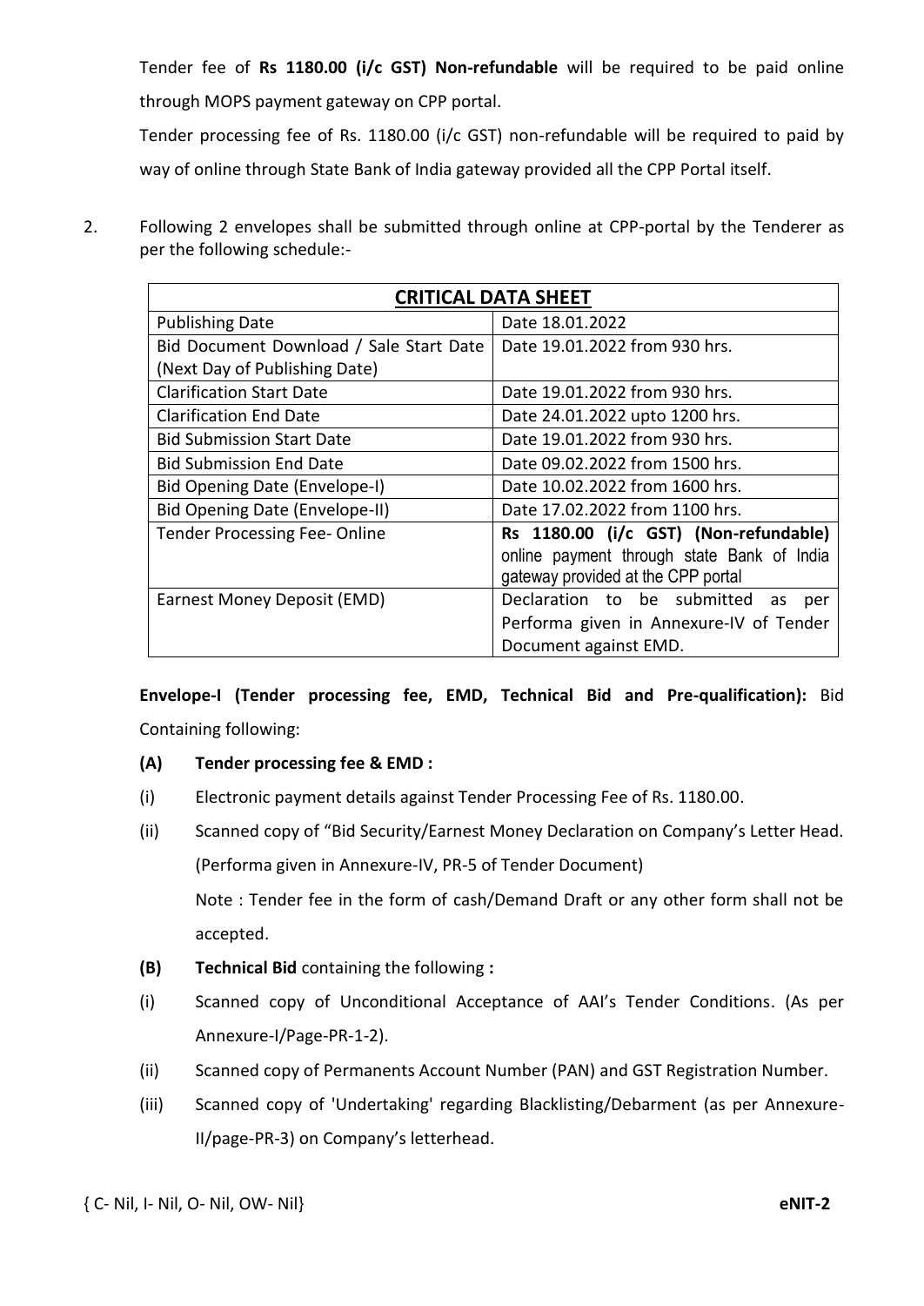Tender fee of **Rs 1180.00 (i/c GST) Non-refundable** will be required to be paid online through MOPS payment gateway on CPP portal.

Tender processing fee of Rs. 1180.00 (i/c GST) non-refundable will be required to paid by way of online through State Bank of India gateway provided all the CPP Portal itself.

2. Following 2 envelopes shall be submitted through online at CPP-portal by the Tenderer as per the following schedule:-

| **CRITICAL DATA SHEET** | |
|---|---|
| Publishing Date | Date 18.01.2022 |
| Bid Document Download / Sale Start Date (Next Day of Publishing Date) | Date 19.01.2022 from 930 hrs. |
| Clarification Start Date | Date 19.01.2022 from 930 hrs. |
| Clarification End Date | Date 24.01.2022 upto 1200 hrs. |
| Bid Submission Start Date | Date 19.01.2022 from 930 hrs. |
| Bid Submission End Date | Date 09.02.2022 from 1500 hrs. |
| Bid Opening Date (Envelope-I) | Date 10.02.2022 from 1600 hrs. |
| Bid Opening Date (Envelope-II) | Date 17.02.2022 from 1100 hrs. |
| Tender Processing Fee- Online | **Rs 1180.00 (i/c GST) (Non-refundable)** online payment through state Bank of India gateway provided at the CPP portal |
| Earnest Money Deposit (EMD) | Declaration to be submitted as per Performa given in Annexure-IV of Tender Document against EMD. |

**Envelope-I (Tender processing fee, EMD, Technical Bid and Pre-qualification):** Bid Containing following:

**(A) Tender processing fee & EMD :**

(i) Electronic payment details against Tender Processing Fee of Rs. 1180.00.

(ii) Scanned copy of "Bid Security/Earnest Money Declaration on Company's Letter Head. (Performa given in Annexure-IV, PR-5 of Tender Document)

Note : Tender fee in the form of cash/Demand Draft or any other form shall not be accepted.

**(B) Technical Bid** containing the following **:**

(i) Scanned copy of Unconditional Acceptance of AAI's Tender Conditions. (As per Annexure-I/Page-PR-1-2).

(ii) Scanned copy of Permanents Account Number (PAN) and GST Registration Number.

(iii) Scanned copy of 'Undertaking' regarding Blacklisting/Debarment (as per Annexure-II/page-PR-3) on Company's letterhead.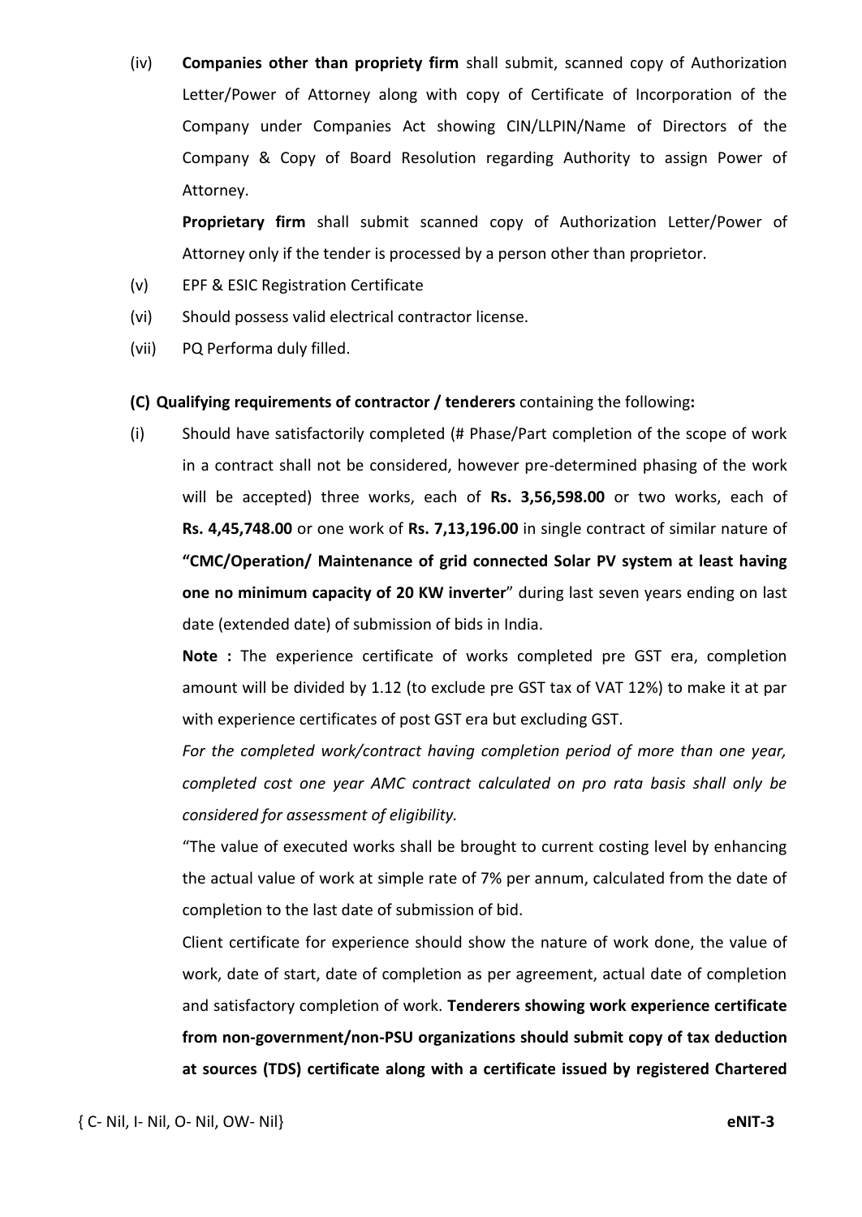(iv) **Companies other than propriety firm** shall submit, scanned copy of Authorization Letter/Power of Attorney along with copy of Certificate of Incorporation of the Company under Companies Act showing CIN/LLPIN/Name of Directors of the Company & Copy of Board Resolution regarding Authority to assign Power of Attorney.

**Proprietary firm** shall submit scanned copy of Authorization Letter/Power of Attorney only if the tender is processed by a person other than proprietor.

(v) EPF & ESIC Registration Certificate

(vi) Should possess valid electrical contractor license.

(vii) PQ Performa duly filled.

**(C) Qualifying requirements of contractor / tenderers** containing the following**:**

(i) Should have satisfactorily completed (# Phase/Part completion of the scope of work in a contract shall not be considered, however pre-determined phasing of the work will be accepted) three works, each of **Rs. 3,56,598.00** or two works, each of **Rs. 4,45,748.00** or one work of **Rs. 7,13,196.00** in single contract of similar nature of **"CMC/Operation/ Maintenance of grid connected Solar PV system at least having one no minimum capacity of 20 KW inverter**" during last seven years ending on last date (extended date) of submission of bids in India.

**Note :** The experience certificate of works completed pre GST era, completion amount will be divided by 1.12 (to exclude pre GST tax of VAT 12%) to make it at par with experience certificates of post GST era but excluding GST.

*For the completed work/contract having completion period of more than one year, completed cost one year AMC contract calculated on pro rata basis shall only be considered for assessment of eligibility.*

"The value of executed works shall be brought to current costing level by enhancing the actual value of work at simple rate of 7% per annum, calculated from the date of completion to the last date of submission of bid.

Client certificate for experience should show the nature of work done, the value of work, date of start, date of completion as per agreement, actual date of completion and satisfactory completion of work. **Tenderers showing work experience certificate from non-government/non-PSU organizations should submit copy of tax deduction at sources (TDS) certificate along with a certificate issued by registered Chartered**

{ C- Nil, I- Nil, O- Nil, OW- Nil}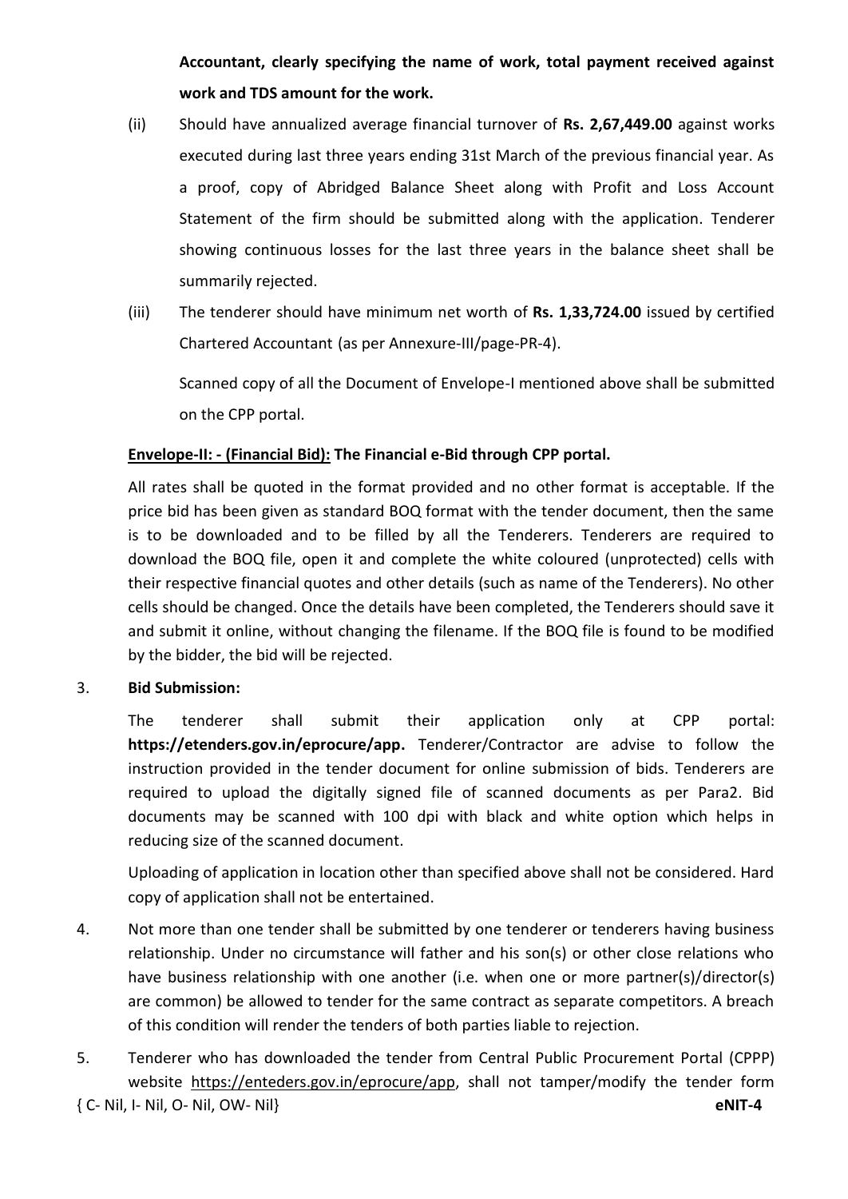**Accountant, clearly specifying the name of work, total payment received against work and TDS amount for the work.**

(ii) Should have annualized average financial turnover of **Rs. 2,67,449.00** against works executed during last three years ending 31st March of the previous financial year. As a proof, copy of Abridged Balance Sheet along with Profit and Loss Account Statement of the firm should be submitted along with the application. Tenderer showing continuous losses for the last three years in the balance sheet shall be summarily rejected.

(iii) The tenderer should have minimum net worth of **Rs. 1,33,724.00** issued by certified Chartered Accountant (as per Annexure-III/page-PR-4).

Scanned copy of all the Document of Envelope-I mentioned above shall be submitted on the CPP portal.

**Envelope-II: - (Financial Bid): The Financial e-Bid through CPP portal.**

All rates shall be quoted in the format provided and no other format is acceptable. If the price bid has been given as standard BOQ format with the tender document, then the same is to be downloaded and to be filled by all the Tenderers. Tenderers are required to download the BOQ file, open it and complete the white coloured (unprotected) cells with their respective financial quotes and other details (such as name of the Tenderers). No other cells should be changed. Once the details have been completed, the Tenderers should save it and submit it online, without changing the filename. If the BOQ file is found to be modified by the bidder, the bid will be rejected.

3. **Bid Submission:**

   The tenderer shall submit their application only at CPP portal: **https://etenders.gov.in/eprocure/app.** Tenderer/Contractor are advise to follow the instruction provided in the tender document for online submission of bids. Tenderers are required to upload the digitally signed file of scanned documents as per Para2. Bid documents may be scanned with 100 dpi with black and white option which helps in reducing size of the scanned document.

   Uploading of application in location other than specified above shall not be considered. Hard copy of application shall not be entertained.

4. Not more than one tender shall be submitted by one tenderer or tenderers having business relationship. Under no circumstance will father and his son(s) or other close relations who have business relationship with one another (i.e. when one or more partner(s)/director(s) are common) be allowed to tender for the same contract as separate competitors. A breach of this condition will render the tenders of both parties liable to rejection.

5. Tenderer who has downloaded the tender from Central Public Procurement Portal (CPPP) website https://enteders.gov.in/eprocure/app, shall not tamper/modify the tender form

{ C- Nil, I- Nil, O- Nil, OW- Nil} **eNIT-4**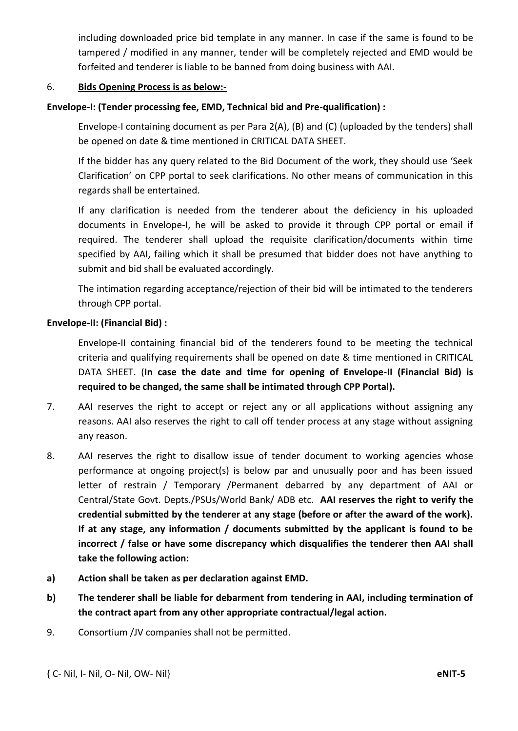including downloaded price bid template in any manner. In case if the same is found to be tampered / modified in any manner, tender will be completely rejected and EMD would be forfeited and tenderer is liable to be banned from doing business with AAI.

6. **Bids Opening Process is as below:-**

**Envelope-I: (Tender processing fee, EMD, Technical bid and Pre-qualification) :**

Envelope-I containing document as per Para 2(A), (B) and (C) (uploaded by the tenders) shall be opened on date & time mentioned in CRITICAL DATA SHEET.

If the bidder has any query related to the Bid Document of the work, they should use 'Seek Clarification' on CPP portal to seek clarifications. No other means of communication in this regards shall be entertained.

If any clarification is needed from the tenderer about the deficiency in his uploaded documents in Envelope-I, he will be asked to provide it through CPP portal or email if required. The tenderer shall upload the requisite clarification/documents within time specified by AAI, failing which it shall be presumed that bidder does not have anything to submit and bid shall be evaluated accordingly.

The intimation regarding acceptance/rejection of their bid will be intimated to the tenderers through CPP portal.

**Envelope-II: (Financial Bid) :**

Envelope-II containing financial bid of the tenderers found to be meeting the technical criteria and qualifying requirements shall be opened on date & time mentioned in CRITICAL DATA SHEET. (**In case the date and time for opening of Envelope-II (Financial Bid) is required to be changed, the same shall be intimated through CPP Portal).**

7. AAI reserves the right to accept or reject any or all applications without assigning any reasons. AAI also reserves the right to call off tender process at any stage without assigning any reason.

8. AAI reserves the right to disallow issue of tender document to working agencies whose performance at ongoing project(s) is below par and unusually poor and has been issued letter of restrain / Temporary /Permanent debarred by any department of AAI or Central/State Govt. Depts./PSUs/World Bank/ ADB etc. **AAI reserves the right to verify the credential submitted by the tenderer at any stage (before or after the award of the work). If at any stage, any information / documents submitted by the applicant is found to be incorrect / false or have some discrepancy which disqualifies the tenderer then AAI shall take the following action:**

**a) Action shall be taken as per declaration against EMD.**

**b) The tenderer shall be liable for debarment from tendering in AAI, including termination of the contract apart from any other appropriate contractual/legal action.**

9. Consortium /JV companies shall not be permitted.

{ C- Nil, I- Nil, O- Nil, OW- Nil} **eNIT-5**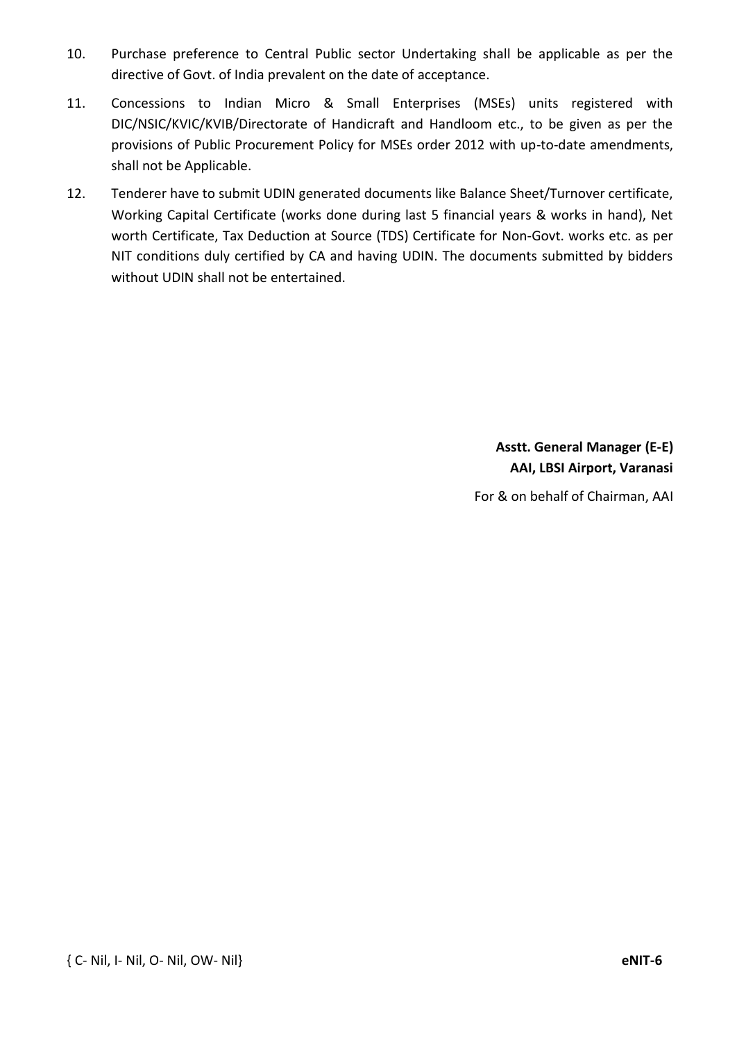10. Purchase preference to Central Public sector Undertaking shall be applicable as per the directive of Govt. of India prevalent on the date of acceptance.

11. Concessions to Indian Micro & Small Enterprises (MSEs) units registered with DIC/NSIC/KVIC/KVIB/Directorate of Handicraft and Handloom etc., to be given as per the provisions of Public Procurement Policy for MSEs order 2012 with up-to-date amendments, shall not be Applicable.

12. Tenderer have to submit UDIN generated documents like Balance Sheet/Turnover certificate, Working Capital Certificate (works done during last 5 financial years & works in hand), Net worth Certificate, Tax Deduction at Source (TDS) Certificate for Non-Govt. works etc. as per NIT conditions duly certified by CA and having UDIN. The documents submitted by bidders without UDIN shall not be entertained.

**Asstt. General Manager (E-E)**
**AAI, LBSI Airport, Varanasi**

For & on behalf of Chairman, AAI

{ C- Nil, I- Nil, O- Nil, OW- Nil} **eNIT-6**